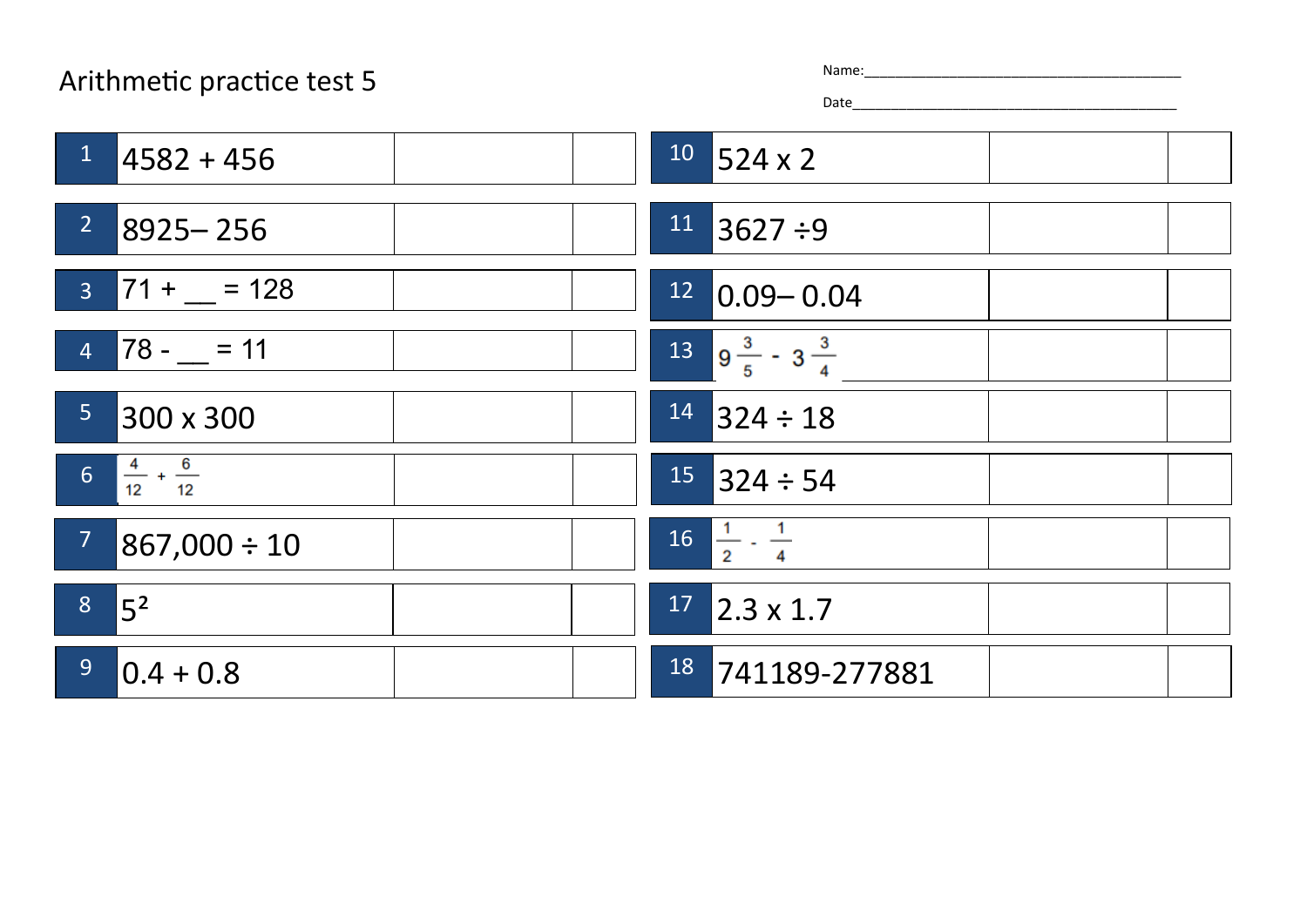# Arithmetic practice test 5

Name:_______________________________________

Date_________________________________________

| No. | Question | Answer | Mark |
|---|---|---|---|
| 1 | 4582 + 456 | | |
| 2 | 8925– 256 | | |
| 3 | 71 + __ = 128 | | |
| 4 | 78 - __ = 11 | | |
| 5 | 300 x 300 | | |
| 6 | $\frac{4}{12} + \frac{6}{12}$ | | |
| 7 | 867,000 ÷ 10 | | |
| 8 | $5^2$ | | |
| 9 | 0.4 + 0.8 | | |
| 10 | 524 x 2 | | |
| 11 | 3627 ÷9 | | |
| 12 | 0.09– 0.04 | | |
| 13 | $9\frac{3}{5} - 3\frac{3}{4}$ | | |
| 14 | 324 ÷ 18 | | |
| 15 | 324 ÷ 54 | | |
| 16 | $\frac{1}{2} - \frac{1}{4}$ | | |
| 17 | 2.3 x 1.7 | | |
| 18 | 741189-277881 | | |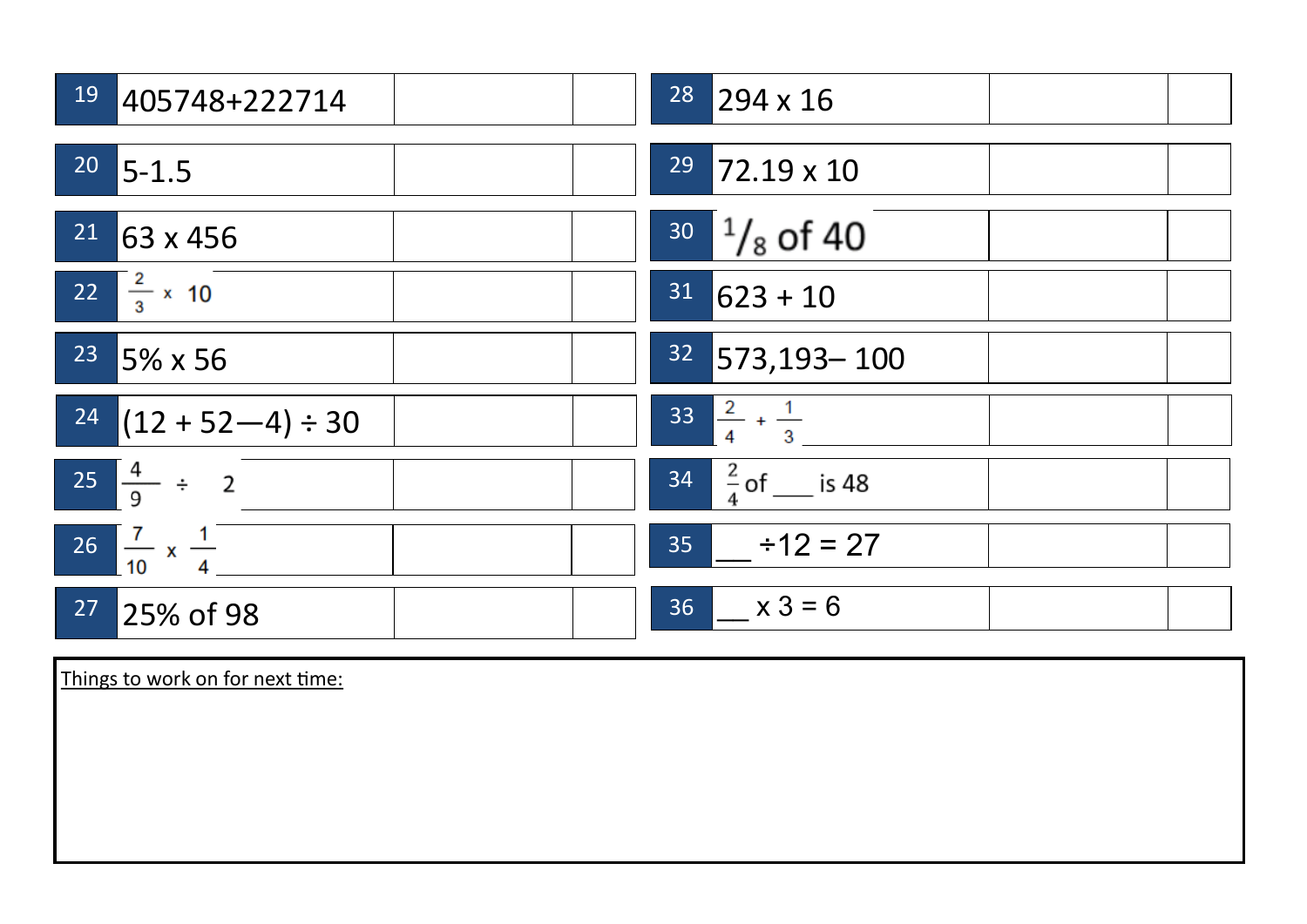| | | | |
|---|---|---|---|
| 19 | 405748+222714 | | |
| 20 | 5-1.5 | | |
| 21 | 63 x 456 | | |
| 22 | $\frac{2}{3}$ x 10 | | |
| 23 | 5% x 56 | | |
| 24 | (12 + 52—4) ÷ 30 | | |
| 25 | $\frac{4}{9}$ ÷ 2 | | |
| 26 | $\frac{7}{10}$ x $\frac{1}{4}$ | | |
| 27 | 25% of 98 | | |

| | | | |
|---|---|---|---|
| 28 | 294 x 16 | | |
| 29 | 72.19 x 10 | | |
| 30 | $^1/_8$ of 40 | | |
| 31 | 623 + 10 | | |
| 32 | 573,193– 100 | | |
| 33 | $\frac{2}{4}$ + $\frac{1}{3}$ | | |
| 34 | $\frac{2}{4}$ of ___ is 48 | | |
| 35 | ___ ÷12 = 27 | | |
| 36 | ___ x 3 = 6 | | |

Things to work on for next time: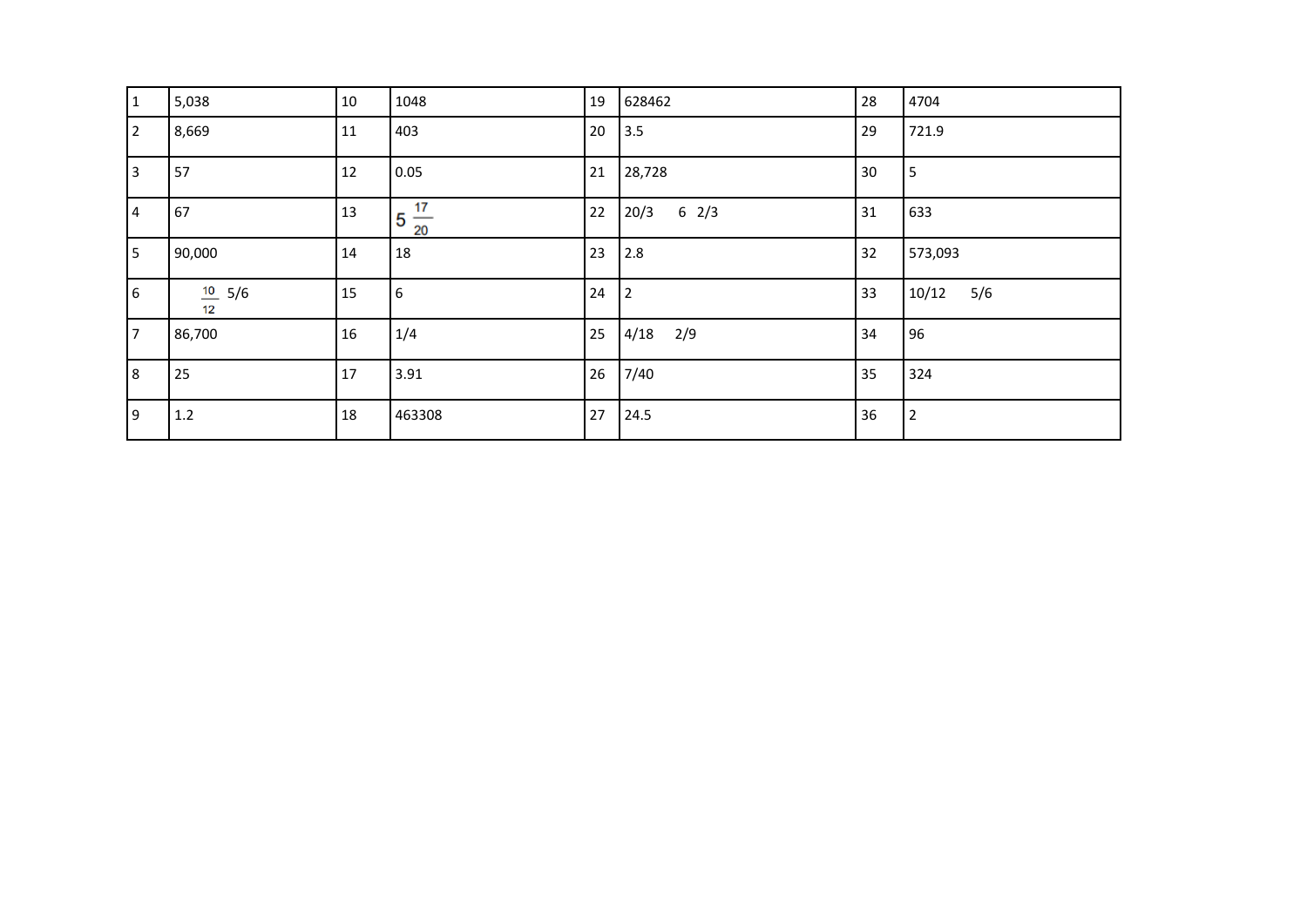| | | | | | | | |
|---|---|---|---|---|---|---|---|
| 1 | 5,038 | 10 | 1048 | 19 | 628462 | 28 | 4704 |
| 2 | 8,669 | 11 | 403 | 20 | 3.5 | 29 | 721.9 |
| 3 | 57 | 12 | 0.05 | 21 | 28,728 | 30 | 5 |
| 4 | 67 | 13 | $5\frac{17}{20}$ | 22 | 20/3 6 2/3 | 31 | 633 |
| 5 | 90,000 | 14 | 18 | 23 | 2.8 | 32 | 573,093 |
| 6 | $\frac{10}{12}$ 5/6 | 15 | 6 | 24 | 2 | 33 | 10/12 5/6 |
| 7 | 86,700 | 16 | 1/4 | 25 | 4/18 2/9 | 34 | 96 |
| 8 | 25 | 17 | 3.91 | 26 | 7/40 | 35 | 324 |
| 9 | 1.2 | 18 | 463308 | 27 | 24.5 | 36 | 2 |